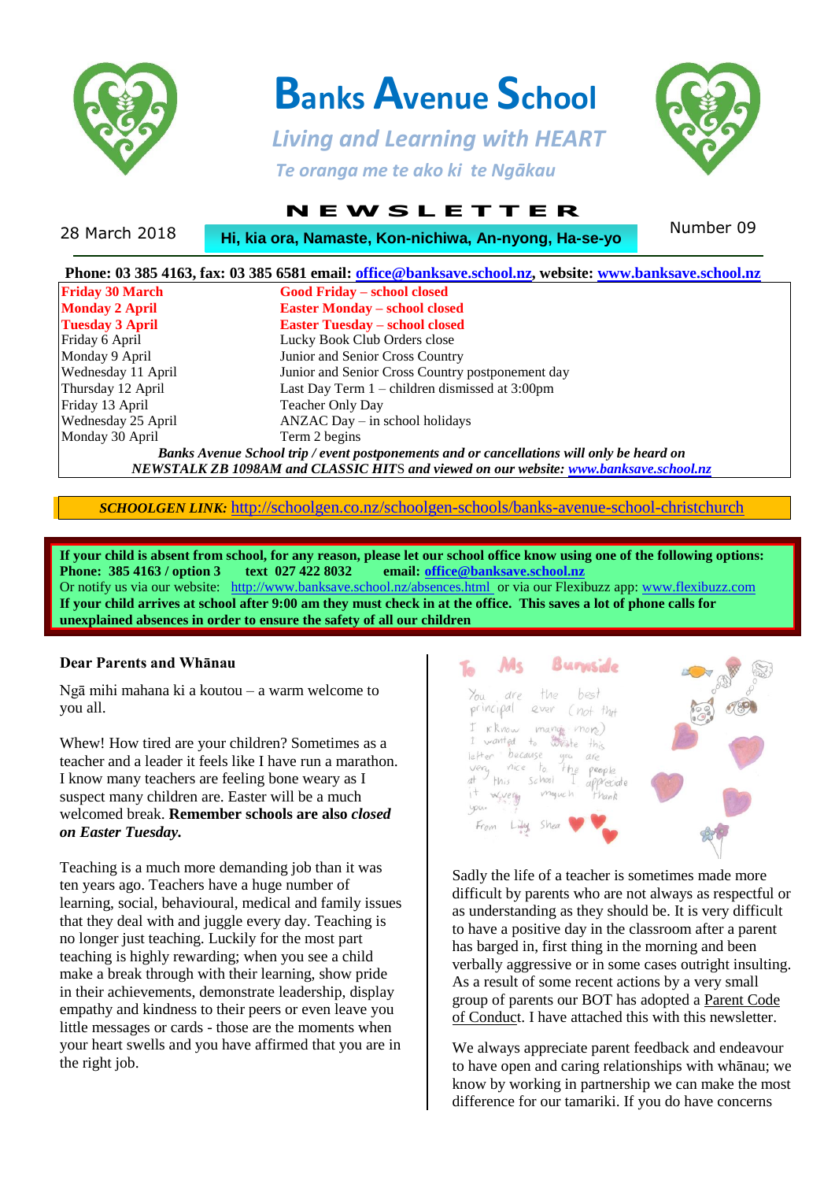# Banks Avenue School

*Living and Learning with HEART*

*Te oranga me te ako ki te Ngākau*

## NEWSLETTER

28 March 2018

**Hi, kia ora, Namaste, Kon-nichiwa, An-nyong, Ha-se-yo**

Number 09

**Phone: 03 385 4163, fax: 03 385 6581 email: office@banksave.school.nz, website: www.banksave.school.nz**

| | |
|---|---|
| **Friday 30 March** | **Good Friday – school closed** |
| **Monday 2 April** | **Easter Monday – school closed** |
| **Tuesday 3 April** | **Easter Tuesday – school closed** |
| Friday 6 April | Lucky Book Club Orders close |
| Monday 9 April | Junior and Senior Cross Country |
| Wednesday 11 April | Junior and Senior Cross Country postponement day |
| Thursday 12 April | Last Day Term 1 – children dismissed at 3:00pm |
| Friday 13 April | Teacher Only Day |
| Wednesday 25 April | ANZAC Day – in school holidays |
| Monday 30 April | Term 2 begins |

***Banks Avenue School trip / event postponements and or cancellations will only be heard on NEWSTALK ZB 1098AM and CLASSIC HITS and viewed on our website: www.banksave.school.nz***

***SCHOOLGEN LINK:*** http://schoolgen.co.nz/schoolgen-schools/banks-avenue-school-christchurch

**If your child is absent from school, for any reason, please let our school office know using one of the following options:**
**Phone: 385 4163 / option 3 text 027 422 8032 email: office@banksave.school.nz**
Or notify us via our website: http://www.banksave.school.nz/absences.html or via our Flexibuzz app: www.flexibuzz.com
**If your child arrives at school after 9:00 am they must check in at the office. This saves a lot of phone calls for unexplained absences in order to ensure the safety of all our children**

**Dear Parents and Whānau**

Ngā mihi mahana ki a koutou – a warm welcome to you all.

Whew! How tired are your children? Sometimes as a teacher and a leader it feels like I have run a marathon. I know many teachers are feeling bone weary as I suspect many children are. Easter will be a much welcomed break. **Remember schools are also *closed on Easter Tuesday.***

Teaching is a much more demanding job than it was ten years ago. Teachers have a huge number of learning, social, behavioural, medical and family issues that they deal with and juggle every day. Teaching is no longer just teaching. Luckily for the most part teaching is highly rewarding; when you see a child make a break through with their learning, show pride in their achievements, demonstrate leadership, display empathy and kindness to their peers or even leave you little messages or cards - those are the moments when your heart swells and you have affirmed that you are in the right job.

Sadly the life of a teacher is sometimes made more difficult by parents who are not always as respectful or as understanding as they should be. It is very difficult to have a positive day in the classroom after a parent has barged in, first thing in the morning and been verbally aggressive or in some cases outright insulting. As a result of some recent actions by a very small group of parents our BOT has adopted a Parent Code of Conduct. I have attached this with this newsletter.

We always appreciate parent feedback and endeavour to have open and caring relationships with whānau; we know by working in partnership we can make the most difference for our tamariki. If you do have concerns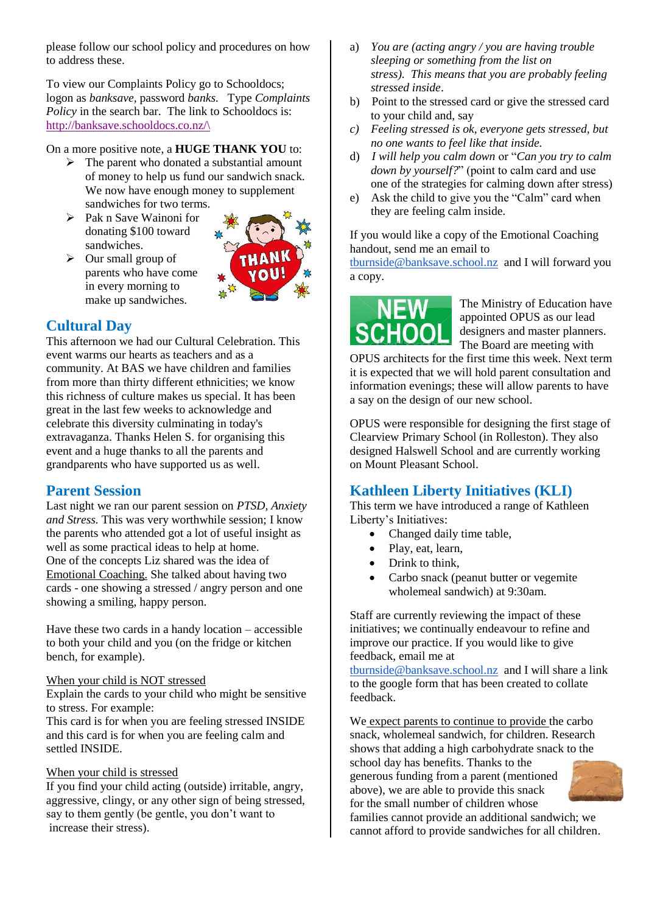please follow our school policy and procedures on how to address these.

To view our Complaints Policy go to Schooldocs; logon as *banksave*, password *banks.* Type *Complaints Policy* in the search bar. The link to Schooldocs is: http://banksave.schooldocs.co.nz/\

On a more positive note, a **HUGE THANK YOU** to:

- The parent who donated a substantial amount of money to help us fund our sandwich snack. We now have enough money to supplement sandwiches for two terms.
- Pak n Save Wainoni for donating $100 toward sandwiches.
- Our small group of parents who have come in every morning to make up sandwiches.

## Cultural Day

This afternoon we had our Cultural Celebration. This event warms our hearts as teachers and as a community. At BAS we have children and families from more than thirty different ethnicities; we know this richness of culture makes us special. It has been great in the last few weeks to acknowledge and celebrate this diversity culminating in today's extravaganza. Thanks Helen S. for organising this event and a huge thanks to all the parents and grandparents who have supported us as well.

## Parent Session

Last night we ran our parent session on *PTSD, Anxiety and Stress.* This was very worthwhile session; I know the parents who attended got a lot of useful insight as well as some practical ideas to help at home. One of the concepts Liz shared was the idea of Emotional Coaching. She talked about having two cards - one showing a stressed / angry person and one showing a smiling, happy person.

Have these two cards in a handy location – accessible to both your child and you (on the fridge or kitchen bench, for example).

When your child is NOT stressed
Explain the cards to your child who might be sensitive to stress. For example:
This card is for when you are feeling stressed INSIDE and this card is for when you are feeling calm and settled INSIDE.

When your child is stressed
If you find your child acting (outside) irritable, angry, aggressive, clingy, or any other sign of being stressed, say to them gently (be gentle, you don't want to increase their stress).

a) *You are (acting angry / you are having trouble sleeping or something from the list on stress). This means that you are probably feeling stressed inside*.
b) Point to the stressed card or give the stressed card to your child and, say
c) *Feeling stressed is ok, everyone gets stressed, but no one wants to feel like that inside.*
d) *I will help you calm down* or "*Can you try to calm down by yourself?*" (point to calm card and use one of the strategies for calming down after stress)
e) Ask the child to give you the "Calm" card when they are feeling calm inside.

If you would like a copy of the Emotional Coaching handout, send me an email to tburnside@banksave.school.nz and I will forward you a copy.

**NEW SCHOOL**

The Ministry of Education have appointed OPUS as our lead designers and master planners. The Board are meeting with OPUS architects for the first time this week. Next term it is expected that we will hold parent consultation and information evenings; these will allow parents to have a say on the design of our new school.

OPUS were responsible for designing the first stage of Clearview Primary School (in Rolleston). They also designed Halswell School and are currently working on Mount Pleasant School.

## Kathleen Liberty Initiatives (KLI)

This term we have introduced a range of Kathleen Liberty's Initiatives:

- Changed daily time table,
- Play, eat, learn,
- Drink to think,
- Carbo snack (peanut butter or vegemite wholemeal sandwich) at 9:30am.

Staff are currently reviewing the impact of these initiatives; we continually endeavour to refine and improve our practice. If you would like to give feedback, email me at tburnside@banksave.school.nz and I will share a link to the google form that has been created to collate feedback.

We expect parents to continue to provide the carbo snack, wholemeal sandwich, for children. Research shows that adding a high carbohydrate snack to the school day has benefits. Thanks to the generous funding from a parent (mentioned above), we are able to provide this snack for the small number of children whose families cannot provide an additional sandwich; we cannot afford to provide sandwiches for all children.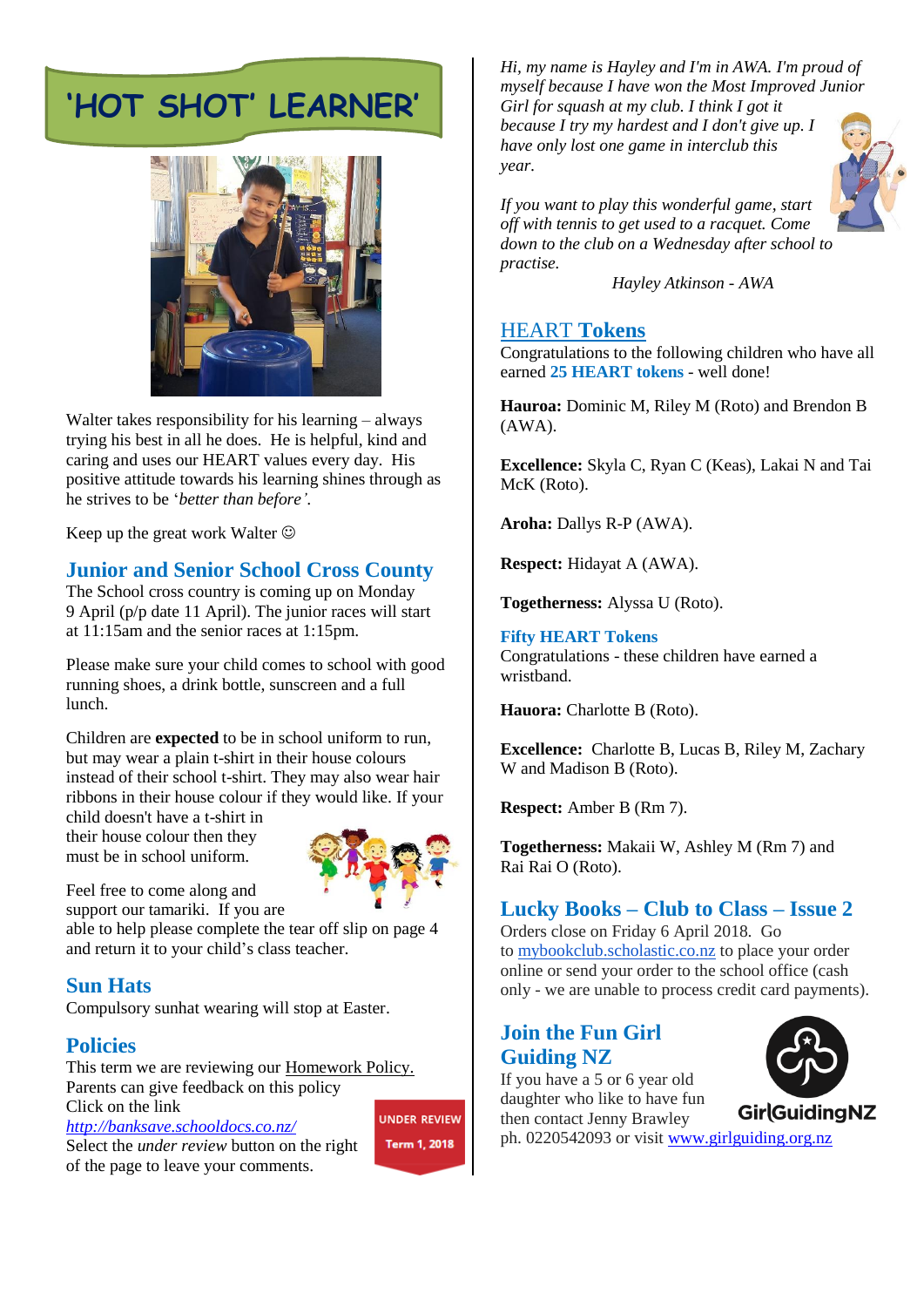# 'HOT SHOT' LEARNER'

Walter takes responsibility for his learning – always trying his best in all he does. He is helpful, kind and caring and uses our HEART values every day. His positive attitude towards his learning shines through as he strives to be '*better than before'*.

Keep up the great work Walter ☺

## Junior and Senior School Cross County

The School cross country is coming up on Monday 9 April (p/p date 11 April). The junior races will start at 11:15am and the senior races at 1:15pm.

Please make sure your child comes to school with good running shoes, a drink bottle, sunscreen and a full lunch.

Children are **expected** to be in school uniform to run, but may wear a plain t-shirt in their house colours instead of their school t-shirt. They may also wear hair ribbons in their house colour if they would like. If your child doesn't have a t-shirt in their house colour then they must be in school uniform.

Feel free to come along and support our tamariki. If you are able to help please complete the tear off slip on page 4 and return it to your child's class teacher.

## Sun Hats

Compulsory sunhat wearing will stop at Easter.

## Policies

This term we are reviewing our Homework Policy. Parents can give feedback on this policy Click on the link
*http://banksave.schooldocs.co.nz/*
Select the *under review* button on the right of the page to leave your comments.

UNDER REVIEW
Term 1, 2018

*Hi, my name is Hayley and I'm in AWA. I'm proud of myself because I have won the Most Improved Junior Girl for squash at my club. I think I got it because I try my hardest and I don't give up. I have only lost one game in interclub this year.*

*If you want to play this wonderful game, start off with tennis to get used to a racquet. Come down to the club on a Wednesday after school to practise.*

*Hayley Atkinson - AWA*

## HEART Tokens

Congratulations to the following children who have all earned **25 HEART tokens** - well done!

**Hauroa:** Dominic M, Riley M (Roto) and Brendon B (AWA).

**Excellence:** Skyla C, Ryan C (Keas), Lakai N and Tai McK (Roto).

**Aroha:** Dallys R-P (AWA).

**Respect:** Hidayat A (AWA).

**Togetherness:** Alyssa U (Roto).

### Fifty HEART Tokens

Congratulations - these children have earned a wristband.

**Hauora:** Charlotte B (Roto).

**Excellence:** Charlotte B, Lucas B, Riley M, Zachary W and Madison B (Roto).

**Respect:** Amber B (Rm 7).

**Togetherness:** Makaii W, Ashley M (Rm 7) and Rai Rai O (Roto).

## Lucky Books – Club to Class – Issue 2

Orders close on Friday 6 April 2018. Go to mybookclub.scholastic.co.nz to place your order online or send your order to the school office (cash only - we are unable to process credit card payments).

## Join the Fun Girl Guiding NZ

If you have a 5 or 6 year old daughter who like to have fun then contact Jenny Brawley ph. 0220542093 or visit www.girlguiding.org.nz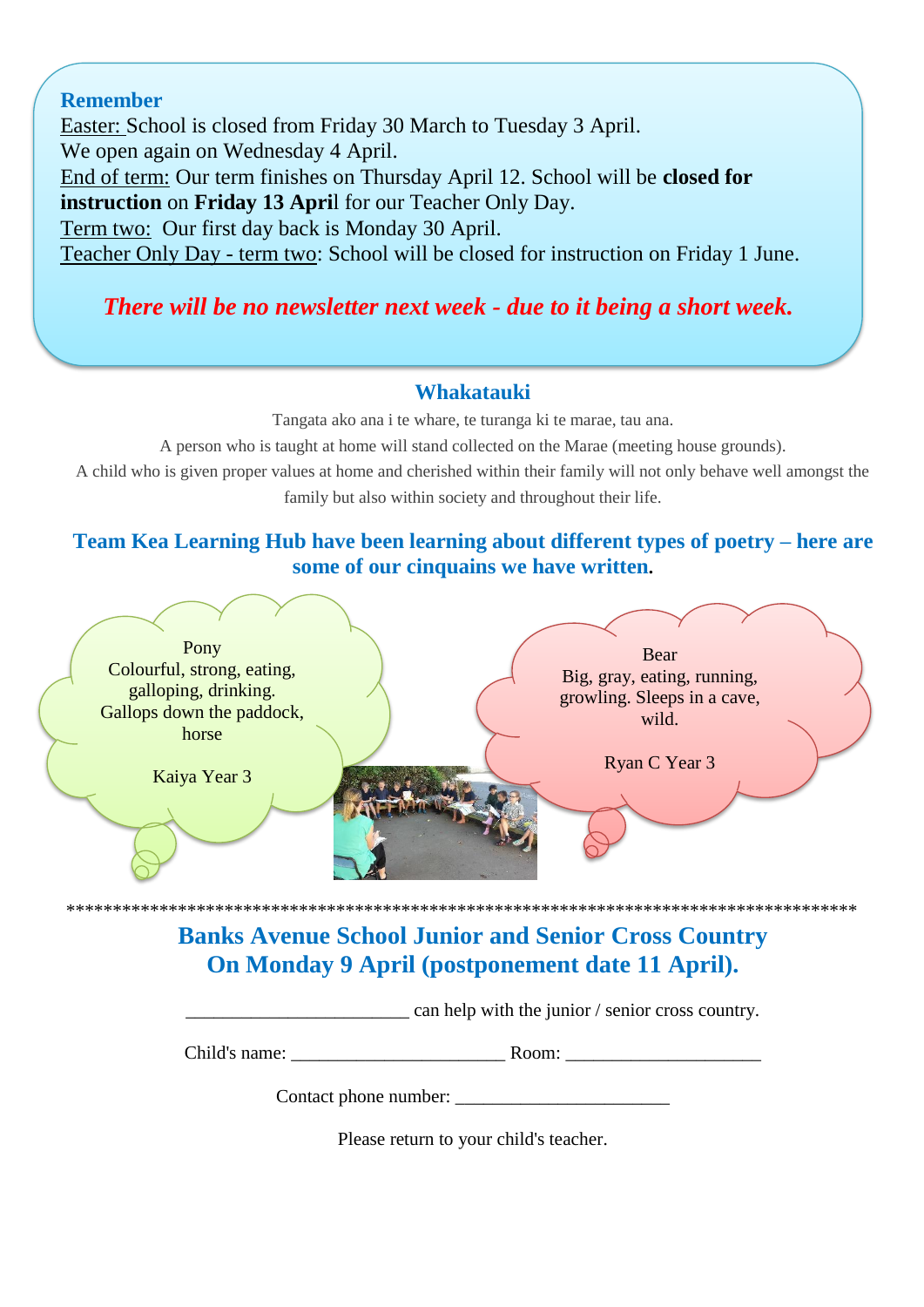**Remember**

Easter: School is closed from Friday 30 March to Tuesday 3 April.
We open again on Wednesday 4 April.

End of term: Our term finishes on Thursday April 12. School will be **closed for instruction** on **Friday 13 April** for our Teacher Only Day.

Term two: Our first day back is Monday 30 April.

Teacher Only Day - term two: School will be closed for instruction on Friday 1 June.

***There will be no newsletter next week - due to it being a short week.***

## Whakatauki

Tangata ako ana i te whare, te turanga ki te marae, tau ana.

A person who is taught at home will stand collected on the Marae (meeting house grounds).

A child who is given proper values at home and cherished within their family will not only behave well amongst the family but also within society and throughout their life.

## Team Kea Learning Hub have been learning about different types of poetry – here are some of our cinquains we have written.

Pony
Colourful, strong, eating,
galloping, drinking.
Gallops down the paddock,
horse

Kaiya Year 3

Bear
Big, gray, eating, running,
growling. Sleeps in a cave,
wild.

Ryan C Year 3

************************************************************************************

## Banks Avenue School Junior and Senior Cross Country
## On Monday 9 April (postponement date 11 April).

_______________________ can help with the junior / senior cross country.

Child's name: ______________________ Room: ____________________

Contact phone number: ______________________

Please return to your child's teacher.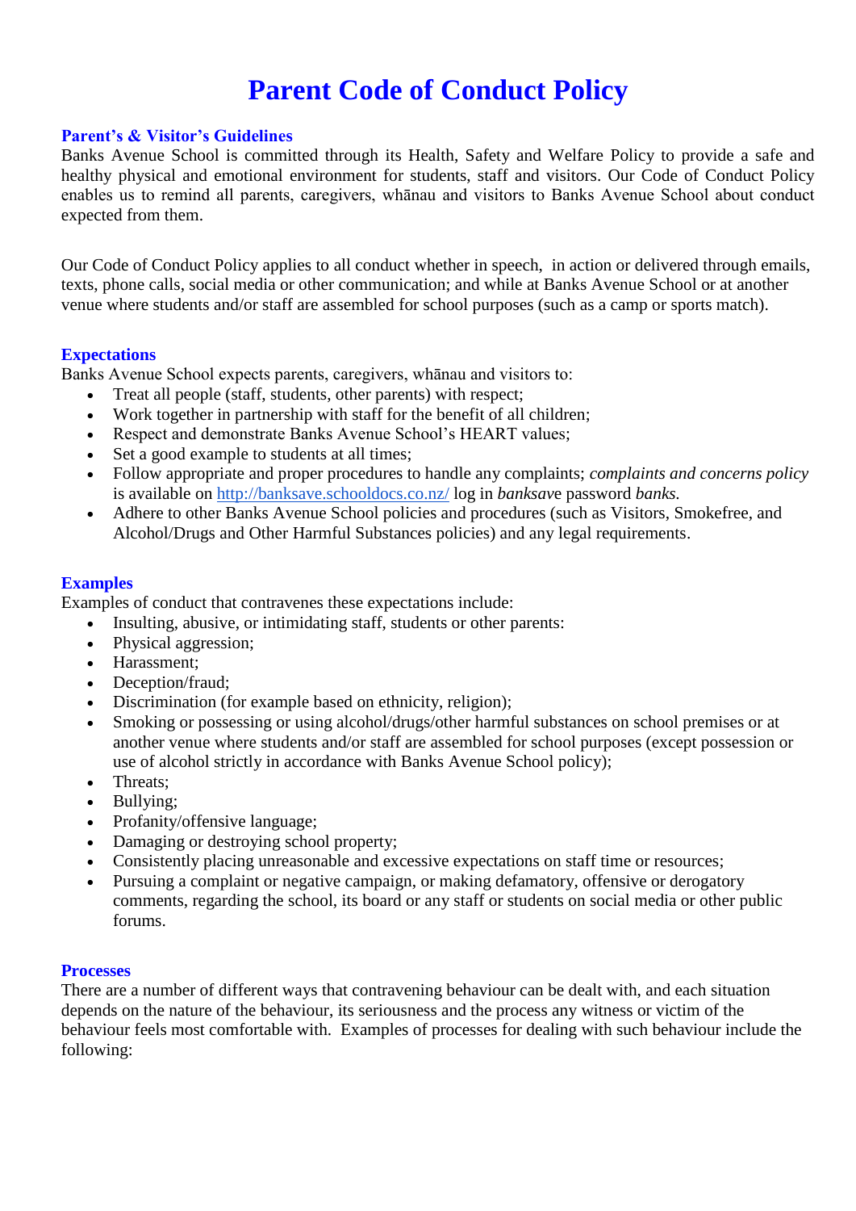# Parent Code of Conduct Policy

### Parent's & Visitor's Guidelines

Banks Avenue School is committed through its Health, Safety and Welfare Policy to provide a safe and healthy physical and emotional environment for students, staff and visitors. Our Code of Conduct Policy enables us to remind all parents, caregivers, whānau and visitors to Banks Avenue School about conduct expected from them.

Our Code of Conduct Policy applies to all conduct whether in speech, in action or delivered through emails, texts, phone calls, social media or other communication; and while at Banks Avenue School or at another venue where students and/or staff are assembled for school purposes (such as a camp or sports match).

### Expectations

Banks Avenue School expects parents, caregivers, whānau and visitors to:

- Treat all people (staff, students, other parents) with respect;
- Work together in partnership with staff for the benefit of all children;
- Respect and demonstrate Banks Avenue School's HEART values;
- Set a good example to students at all times;
- Follow appropriate and proper procedures to handle any complaints; *complaints and concerns policy* is available on [http://banksave.schooldocs.co.nz/](http://banksave.schooldocs.co.nz/) log in *banksave* password *banks.*
- Adhere to other Banks Avenue School policies and procedures (such as Visitors, Smokefree, and Alcohol/Drugs and Other Harmful Substances policies) and any legal requirements.

### Examples

Examples of conduct that contravenes these expectations include:

- Insulting, abusive, or intimidating staff, students or other parents:
- Physical aggression;
- Harassment;
- Deception/fraud;
- Discrimination (for example based on ethnicity, religion);
- Smoking or possessing or using alcohol/drugs/other harmful substances on school premises or at another venue where students and/or staff are assembled for school purposes (except possession or use of alcohol strictly in accordance with Banks Avenue School policy);
- Threats;
- Bullying;
- Profanity/offensive language;
- Damaging or destroying school property;
- Consistently placing unreasonable and excessive expectations on staff time or resources;
- Pursuing a complaint or negative campaign, or making defamatory, offensive or derogatory comments, regarding the school, its board or any staff or students on social media or other public forums.

### Processes

There are a number of different ways that contravening behaviour can be dealt with, and each situation depends on the nature of the behaviour, its seriousness and the process any witness or victim of the behaviour feels most comfortable with. Examples of processes for dealing with such behaviour include the following: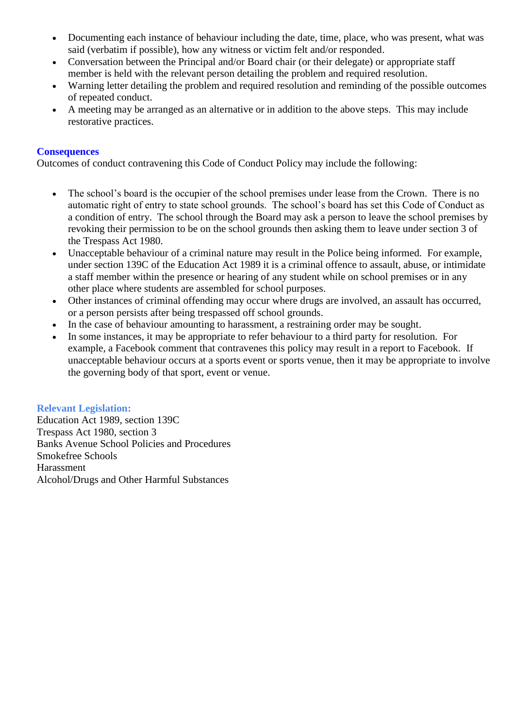- Documenting each instance of behaviour including the date, time, place, who was present, what was said (verbatim if possible), how any witness or victim felt and/or responded.
- Conversation between the Principal and/or Board chair (or their delegate) or appropriate staff member is held with the relevant person detailing the problem and required resolution.
- Warning letter detailing the problem and required resolution and reminding of the possible outcomes of repeated conduct.
- A meeting may be arranged as an alternative or in addition to the above steps. This may include restorative practices.

## Consequences

Outcomes of conduct contravening this Code of Conduct Policy may include the following:

- The school's board is the occupier of the school premises under lease from the Crown. There is no automatic right of entry to state school grounds. The school's board has set this Code of Conduct as a condition of entry. The school through the Board may ask a person to leave the school premises by revoking their permission to be on the school grounds then asking them to leave under section 3 of the Trespass Act 1980.
- Unacceptable behaviour of a criminal nature may result in the Police being informed. For example, under section 139C of the Education Act 1989 it is a criminal offence to assault, abuse, or intimidate a staff member within the presence or hearing of any student while on school premises or in any other place where students are assembled for school purposes.
- Other instances of criminal offending may occur where drugs are involved, an assault has occurred, or a person persists after being trespassed off school grounds.
- In the case of behaviour amounting to harassment, a restraining order may be sought.
- In some instances, it may be appropriate to refer behaviour to a third party for resolution. For example, a Facebook comment that contravenes this policy may result in a report to Facebook. If unacceptable behaviour occurs at a sports event or sports venue, then it may be appropriate to involve the governing body of that sport, event or venue.

## Relevant Legislation:

Education Act 1989, section 139C
Trespass Act 1980, section 3
Banks Avenue School Policies and Procedures
Smokefree Schools
Harassment
Alcohol/Drugs and Other Harmful Substances